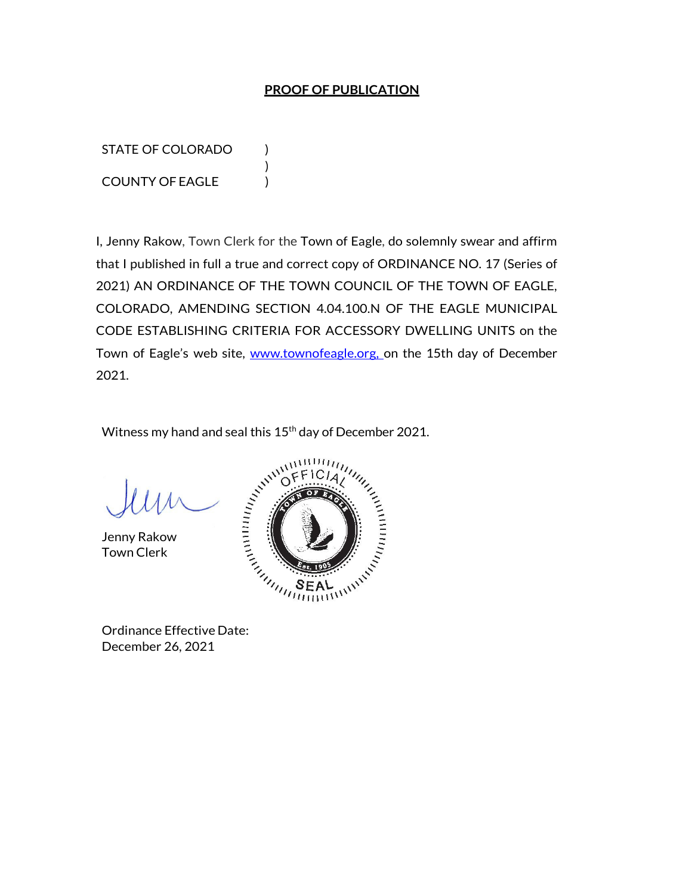## PROOF OF PUBLICATION

STATE OF COLORADO )  
)  
COUNTY OF EAGLE )

I, Jenny Rakow, Town Clerk for the Town of Eagle, do solemnly swear and affirm that I published in full a true and correct copy of ORDINANCE NO. 17 (Series of 2021) AN ORDINANCE OF THE TOWN COUNCIL OF THE TOWN OF EAGLE, COLORADO, AMENDING SECTION 4.04.100.N OF THE EAGLE MUNICIPAL CODE ESTABLISHING CRITERIA FOR ACCESSORY DWELLING UNITS on the Town of Eagle's web site, www.townofeagle.org, on the 15th day of December 2021.

Witness my hand and seal this 15th day of December 2021.

Jenny Rakow  
Town Clerk

OFFICIAL SEAL  
TOWN OF EAGLE  
Est. 1905

Ordinance Effective Date:  
December 26, 2021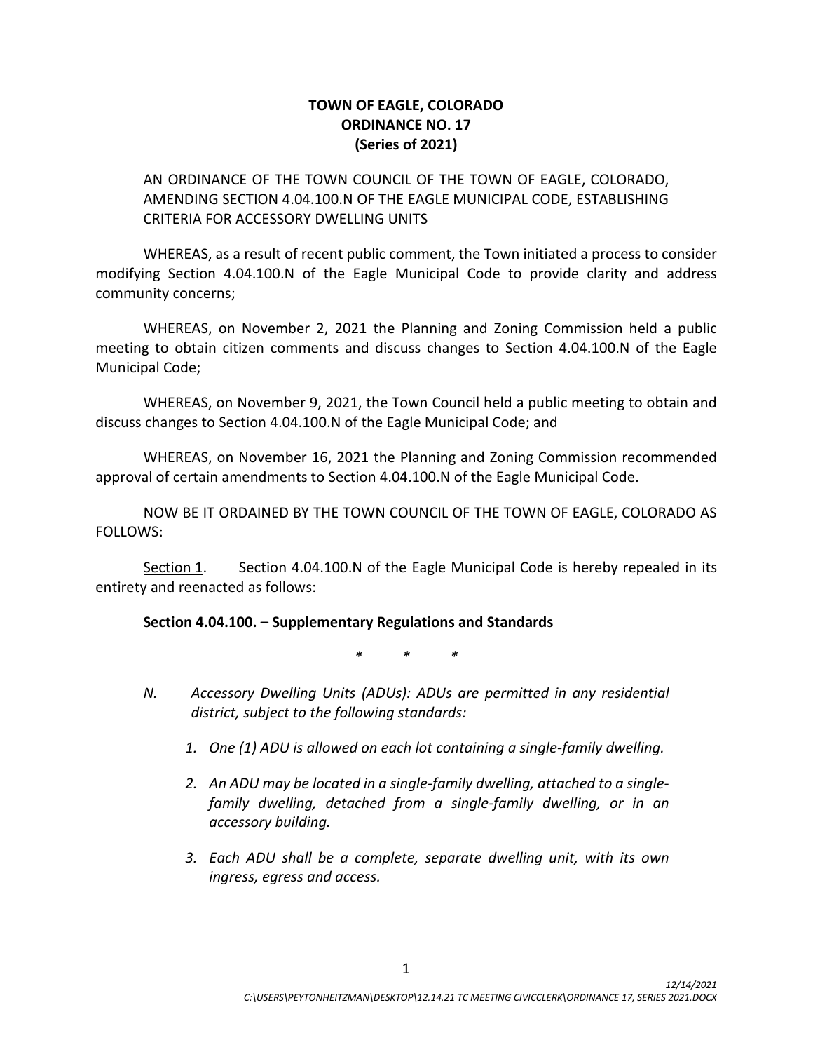**TOWN OF EAGLE, COLORADO**
**ORDINANCE NO. 17**
**(Series of 2021)**

AN ORDINANCE OF THE TOWN COUNCIL OF THE TOWN OF EAGLE, COLORADO, AMENDING SECTION 4.04.100.N OF THE EAGLE MUNICIPAL CODE, ESTABLISHING CRITERIA FOR ACCESSORY DWELLING UNITS

WHEREAS, as a result of recent public comment, the Town initiated a process to consider modifying Section 4.04.100.N of the Eagle Municipal Code to provide clarity and address community concerns;

WHEREAS, on November 2, 2021 the Planning and Zoning Commission held a public meeting to obtain citizen comments and discuss changes to Section 4.04.100.N of the Eagle Municipal Code;

WHEREAS, on November 9, 2021, the Town Council held a public meeting to obtain and discuss changes to Section 4.04.100.N of the Eagle Municipal Code; and

WHEREAS, on November 16, 2021 the Planning and Zoning Commission recommended approval of certain amendments to Section 4.04.100.N of the Eagle Municipal Code.

NOW BE IT ORDAINED BY THE TOWN COUNCIL OF THE TOWN OF EAGLE, COLORADO AS FOLLOWS:

Section 1. Section 4.04.100.N of the Eagle Municipal Code is hereby repealed in its entirety and reenacted as follows:

**Section 4.04.100. – Supplementary Regulations and Standards**

\* \* \*

*N. Accessory Dwelling Units (ADUs): ADUs are permitted in any residential district, subject to the following standards:*

*1. One (1) ADU is allowed on each lot containing a single-family dwelling.*

*2. An ADU may be located in a single-family dwelling, attached to a single-family dwelling, detached from a single-family dwelling, or in an accessory building.*

*3. Each ADU shall be a complete, separate dwelling unit, with its own ingress, egress and access.*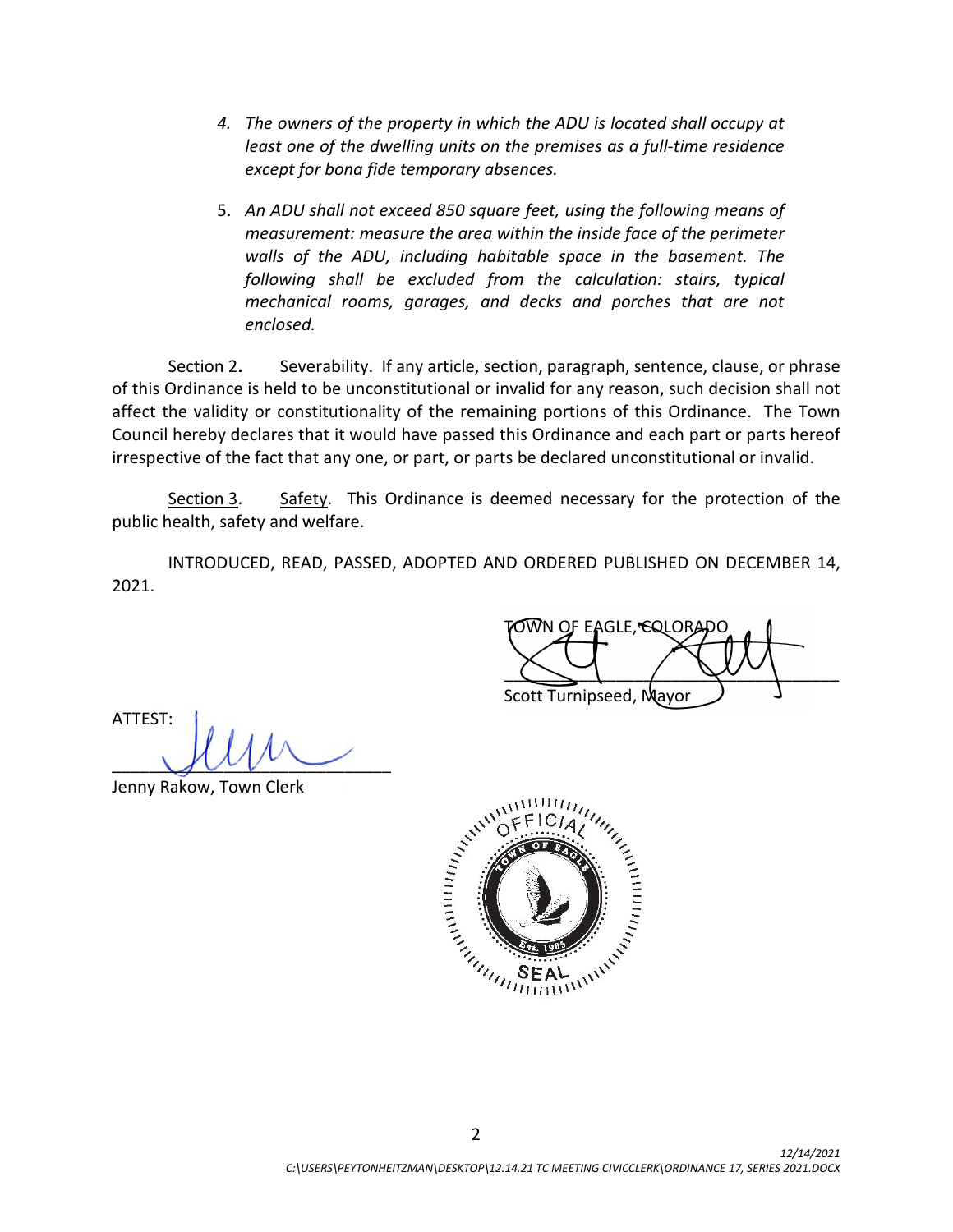4. *The owners of the property in which the ADU is located shall occupy at least one of the dwelling units on the premises as a full-time residence except for bona fide temporary absences.*

5. *An ADU shall not exceed 850 square feet, using the following means of measurement: measure the area within the inside face of the perimeter walls of the ADU, including habitable space in the basement. The following shall be excluded from the calculation: stairs, typical mechanical rooms, garages, and decks and porches that are not enclosed.*

Section 2**.** Severability. If any article, section, paragraph, sentence, clause, or phrase of this Ordinance is held to be unconstitutional or invalid for any reason, such decision shall not affect the validity or constitutionality of the remaining portions of this Ordinance. The Town Council hereby declares that it would have passed this Ordinance and each part or parts hereof irrespective of the fact that any one, or part, or parts be declared unconstitutional or invalid.

Section 3. Safety. This Ordinance is deemed necessary for the protection of the public health, safety and welfare.

INTRODUCED, READ, PASSED, ADOPTED AND ORDERED PUBLISHED ON DECEMBER 14, 2021.

TOWN OF EAGLE, COLORADO

\_\_\_\_\_\_\_\_\_\_\_\_\_\_\_\_\_\_\_\_\_\_\_\_\_\_\_\_\_\_\_\_\_\_

Scott Turnipseed, Mayor

ATTEST:

\_\_\_\_\_\_\_\_\_\_\_\_\_\_\_\_\_\_\_\_\_\_\_\_\_\_\_\_\_\_

Jenny Rakow, Town Clerk

OFFICIAL TOWN OF EAGLE Est. 1905 SEAL

12/14/2021
C:\USERS\PEYTONHEITZMAN\DESKTOP\12.14.21 TC MEETING CIVICCLERK\ORDINANCE 17, SERIES 2021.DOCX